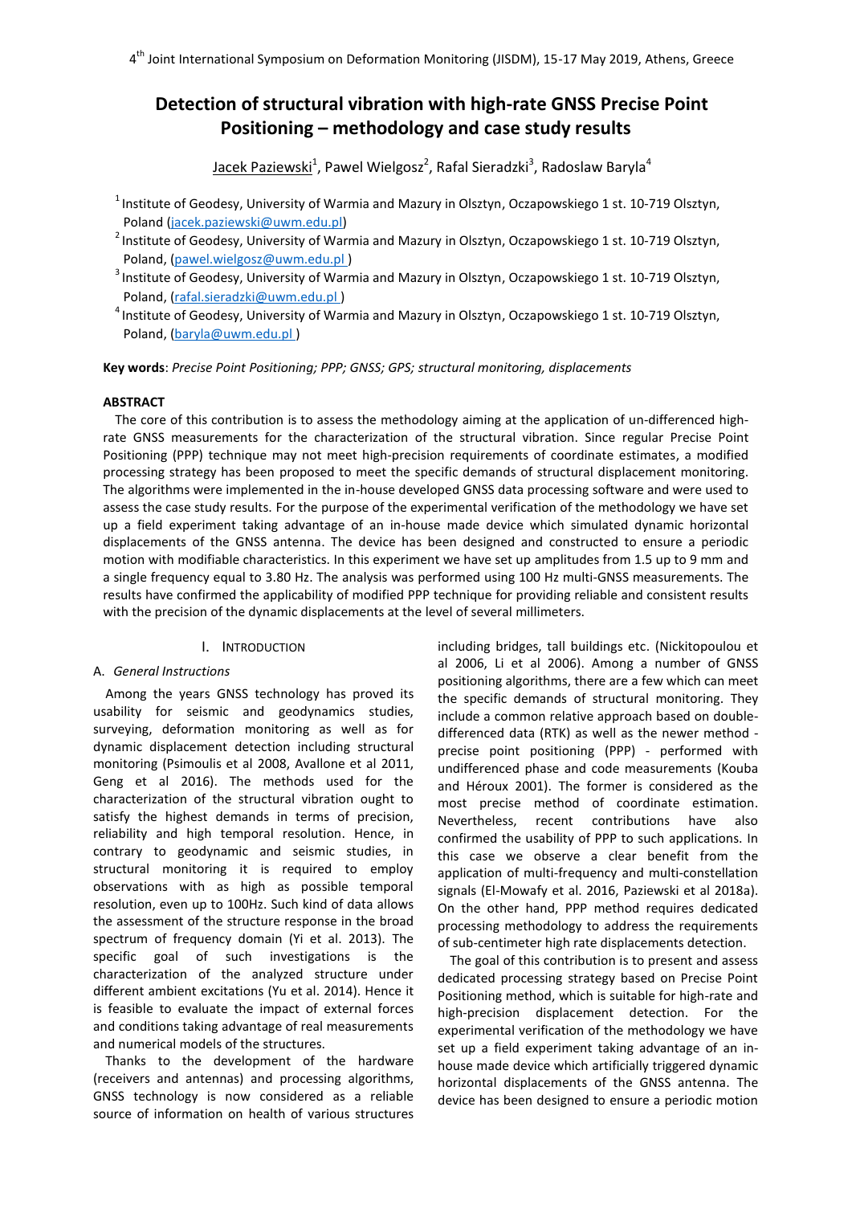# Detection of structural vibration with high-rate GNSS Precise Point Positioning – methodology and case study results

Jacek Paziewski[1], Pawel Wielgosz[2], Rafal Sieradzki[3], Radoslaw Baryla[4]

[1] Institute of Geodesy, University of Warmia and Mazury in Olsztyn, Oczapowskiego 1 st. 10-719 Olsztyn, Poland (jacek.paziewski@uwm.edu.pl)

[2] Institute of Geodesy, University of Warmia and Mazury in Olsztyn, Oczapowskiego 1 st. 10-719 Olsztyn, Poland, (pawel.wielgosz@uwm.edu.pl )

[3] Institute of Geodesy, University of Warmia and Mazury in Olsztyn, Oczapowskiego 1 st. 10-719 Olsztyn, Poland, (rafal.sieradzki@uwm.edu.pl )

[4] Institute of Geodesy, University of Warmia and Mazury in Olsztyn, Oczapowskiego 1 st. 10-719 Olsztyn, Poland, (baryla@uwm.edu.pl )

**Key words**: *Precise Point Positioning; PPP; GNSS; GPS; structural monitoring, displacements*

**ABSTRACT**

The core of this contribution is to assess the methodology aiming at the application of un-differenced high-rate GNSS measurements for the characterization of the structural vibration. Since regular Precise Point Positioning (PPP) technique may not meet high-precision requirements of coordinate estimates, a modified processing strategy has been proposed to meet the specific demands of structural displacement monitoring. The algorithms were implemented in the in-house developed GNSS data processing software and were used to assess the case study results. For the purpose of the experimental verification of the methodology we have set up a field experiment taking advantage of an in-house made device which simulated dynamic horizontal displacements of the GNSS antenna. The device has been designed and constructed to ensure a periodic motion with modifiable characteristics. In this experiment we have set up amplitudes from 1.5 up to 9 mm and a single frequency equal to 3.80 Hz. The analysis was performed using 100 Hz multi-GNSS measurements. The results have confirmed the applicability of modified PPP technique for providing reliable and consistent results with the precision of the dynamic displacements at the level of several millimeters.

## I. INTRODUCTION

### A. *General Instructions*

Among the years GNSS technology has proved its usability for seismic and geodynamics studies, surveying, deformation monitoring as well as for dynamic displacement detection including structural monitoring (Psimoulis et al 2008, Avallone et al 2011, Geng et al 2016). The methods used for the characterization of the structural vibration ought to satisfy the highest demands in terms of precision, reliability and high temporal resolution. Hence, in contrary to geodynamic and seismic studies, in structural monitoring it is required to employ observations with as high as possible temporal resolution, even up to 100Hz. Such kind of data allows the assessment of the structure response in the broad spectrum of frequency domain (Yi et al. 2013). The specific goal of such investigations is the characterization of the analyzed structure under different ambient excitations (Yu et al. 2014). Hence it is feasible to evaluate the impact of external forces and conditions taking advantage of real measurements and numerical models of the structures.

Thanks to the development of the hardware (receivers and antennas) and processing algorithms, GNSS technology is now considered as a reliable source of information on health of various structures including bridges, tall buildings etc. (Nickitopoulou et al 2006, Li et al 2006). Among a number of GNSS positioning algorithms, there are a few which can meet the specific demands of structural monitoring. They include a common relative approach based on double-differenced data (RTK) as well as the newer method - precise point positioning (PPP) - performed with undifferenced phase and code measurements (Kouba and Héroux 2001). The former is considered as the most precise method of coordinate estimation. Nevertheless, recent contributions have also confirmed the usability of PPP to such applications. In this case we observe a clear benefit from the application of multi-frequency and multi-constellation signals (El-Mowafy et al. 2016, Paziewski et al 2018a). On the other hand, PPP method requires dedicated processing methodology to address the requirements of sub-centimeter high rate displacements detection.

The goal of this contribution is to present and assess dedicated processing strategy based on Precise Point Positioning method, which is suitable for high-rate and high-precision displacement detection. For the experimental verification of the methodology we have set up a field experiment taking advantage of an in-house made device which artificially triggered dynamic horizontal displacements of the GNSS antenna. The device has been designed to ensure a periodic motion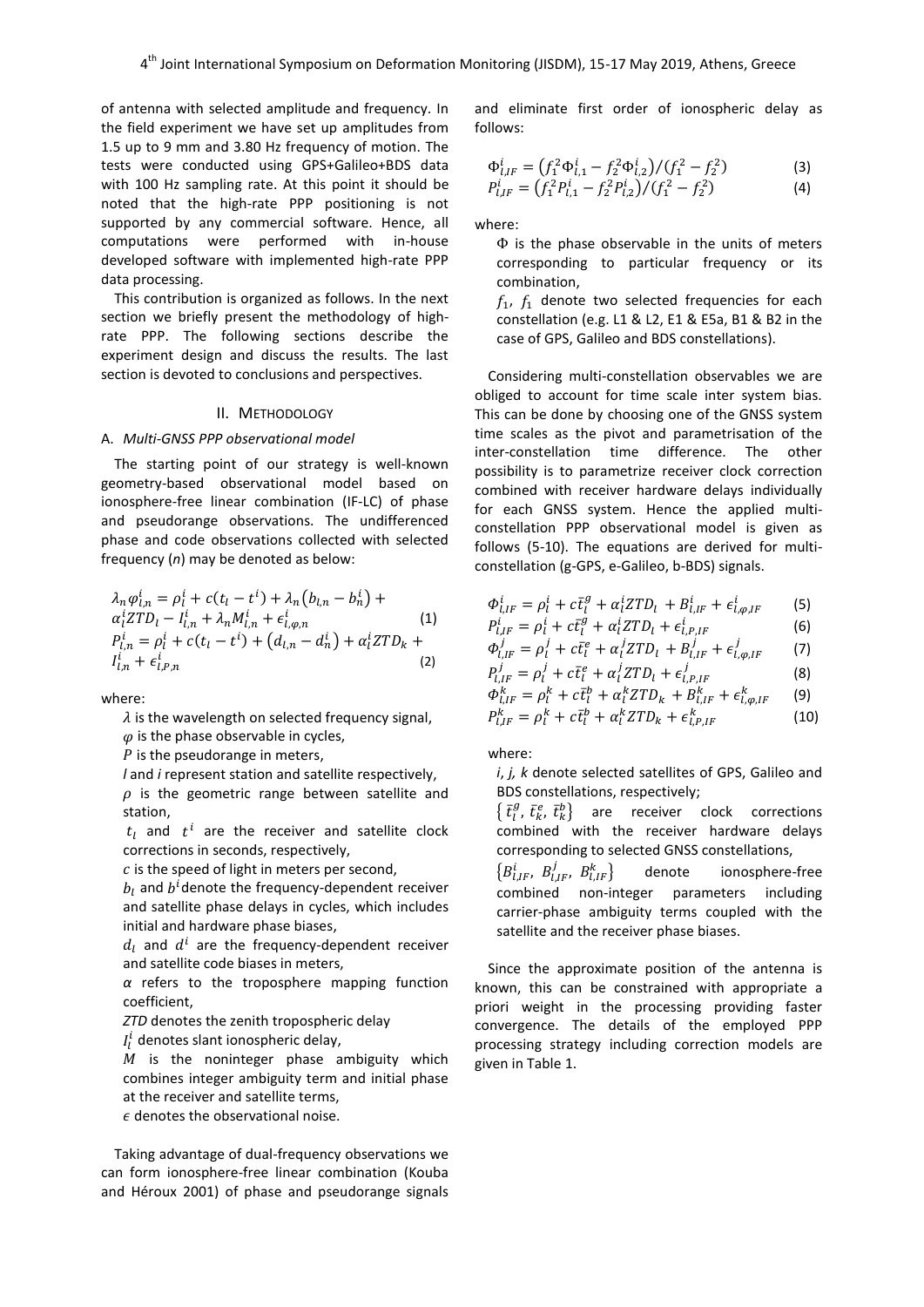of antenna with selected amplitude and frequency. In the field experiment we have set up amplitudes from 1.5 up to 9 mm and 3.80 Hz frequency of motion. The tests were conducted using GPS+Galileo+BDS data with 100 Hz sampling rate. At this point it should be noted that the high-rate PPP positioning is not supported by any commercial software. Hence, all computations were performed with in-house developed software with implemented high-rate PPP data processing.

This contribution is organized as follows. In the next section we briefly present the methodology of high-rate PPP. The following sections describe the experiment design and discuss the results. The last section is devoted to conclusions and perspectives.

## II. Methodology

### A. *Multi-GNSS PPP observational model*

The starting point of our strategy is well-known geometry-based observational model based on ionosphere-free linear combination (IF-LC) of phase and pseudorange observations. The undifferenced phase and code observations collected with selected frequency (*n*) may be denoted as below:

$$\lambda_n \varphi_{l,n}^i = \rho_l^i + c(t_l - t^i) + \lambda_n (b_{l,n} - b_n^i) + \alpha_l^i ZTD_l - I_{l,n}^i + \lambda_n M_{l,n}^i + \epsilon_{l,\varphi,n}^i \quad (1)$$

$$P_{l,n}^i = \rho_l^i + c(t_l - t^i) + (d_{l,n} - d_n^i) + \alpha_l^i ZTD_k + I_{l,n}^i + \epsilon_{l,P,n}^i \quad (2)$$

where:

- $\lambda$ is the wavelength on selected frequency signal,
- $\varphi$ is the phase observable in cycles,
- $P$ is the pseudorange in meters,
- *l* and *i* represent station and satellite respectively,
- $\rho$ is the geometric range between satellite and station,
- $t_l$ and $t^i$ are the receiver and satellite clock corrections in seconds, respectively,
- $c$ is the speed of light in meters per second,
- $b_l$ and $b^i$ denote the frequency-dependent receiver and satellite phase delays in cycles, which includes initial and hardware phase biases,
- $d_l$ and $d^i$ are the frequency-dependent receiver and satellite code biases in meters,
- $\alpha$ refers to the troposphere mapping function coefficient,
- *ZTD* denotes the zenith tropospheric delay
- $I_l^i$ denotes slant ionospheric delay,
- $M$ is the noninteger phase ambiguity which combines integer ambiguity term and initial phase at the receiver and satellite terms,
- $\epsilon$ denotes the observational noise.

Taking advantage of dual-frequency observations we can form ionosphere-free linear combination (Kouba and Héroux 2001) of phase and pseudorange signals and eliminate first order of ionospheric delay as follows:

$$\Phi_{l,IF}^i = \left(f_1^2 \Phi_{l,1}^i - f_2^2 \Phi_{l,2}^i\right) / \left(f_1^2 - f_2^2\right) \quad (3)$$

$$P_{l,IF}^i = \left(f_1^2 P_{l,1}^i - f_2^2 P_{l,2}^i\right) / \left(f_1^2 - f_2^2\right) \quad (4)$$

where:

- $\Phi$ is the phase observable in the units of meters corresponding to particular frequency or its combination,
- $f_1$, $f_1$ denote two selected frequencies for each constellation (e.g. L1 & L2, E1 & E5a, B1 & B2 in the case of GPS, Galileo and BDS constellations).

Considering multi-constellation observables we are obliged to account for time scale inter system bias. This can be done by choosing one of the GNSS system time scales as the pivot and parametrisation of the inter-constellation time difference. The other possibility is to parametrize receiver clock correction combined with receiver hardware delays individually for each GNSS system. Hence the applied multi-constellation PPP observational model is given as follows (5-10). The equations are derived for multi-constellation (g-GPS, e-Galileo, b-BDS) signals.

$$\Phi_{l,IF}^i = \rho_l^i + c\bar{t}_l^g + \alpha_l^i ZTD_l + B_{l,IF}^i + \epsilon_{l,\varphi,IF}^i \quad (5)$$

$$P_{l,IF}^i = \rho_l^i + c\bar{t}_l^g + \alpha_l^i ZTD_l + \epsilon_{l,P,IF}^i \quad (6)$$

$$\Phi_{l,IF}^j = \rho_l^j + c\bar{t}_l^e + \alpha_l^j ZTD_l + B_{l,IF}^j + \epsilon_{l,\varphi,IF}^j \quad (7)$$

$$P_{l,IF}^j = \rho_l^j + c\bar{t}_l^e + \alpha_l^j ZTD_l + \epsilon_{l,P,IF}^j \quad (8)$$

$$\Phi_{l,IF}^k = \rho_l^k + c\bar{t}_l^b + \alpha_l^k ZTD_k + B_{l,IF}^k + \epsilon_{l,\varphi,IF}^k \quad (9)$$

$$P_{l,IF}^k = \rho_l^k + c\bar{t}_l^b + \alpha_l^k ZTD_k + \epsilon_{l,P,IF}^k \quad (10)$$

where:

- *i, j, k* denote selected satellites of GPS, Galileo and BDS constellations, respectively;
- $\{\bar{t}_l^g, \bar{t}_k^e, \bar{t}_k^b\}$ are receiver clock corrections combined with the receiver hardware delays corresponding to selected GNSS constellations,
- $\{B_{l,IF}^i, B_{l,IF}^j, B_{l,IF}^k\}$ denote ionosphere-free combined non-integer parameters including carrier-phase ambiguity terms coupled with the satellite and the receiver phase biases.

Since the approximate position of the antenna is known, this can be constrained with appropriate a priori weight in the processing providing faster convergence. The details of the employed PPP processing strategy including correction models are given in Table 1.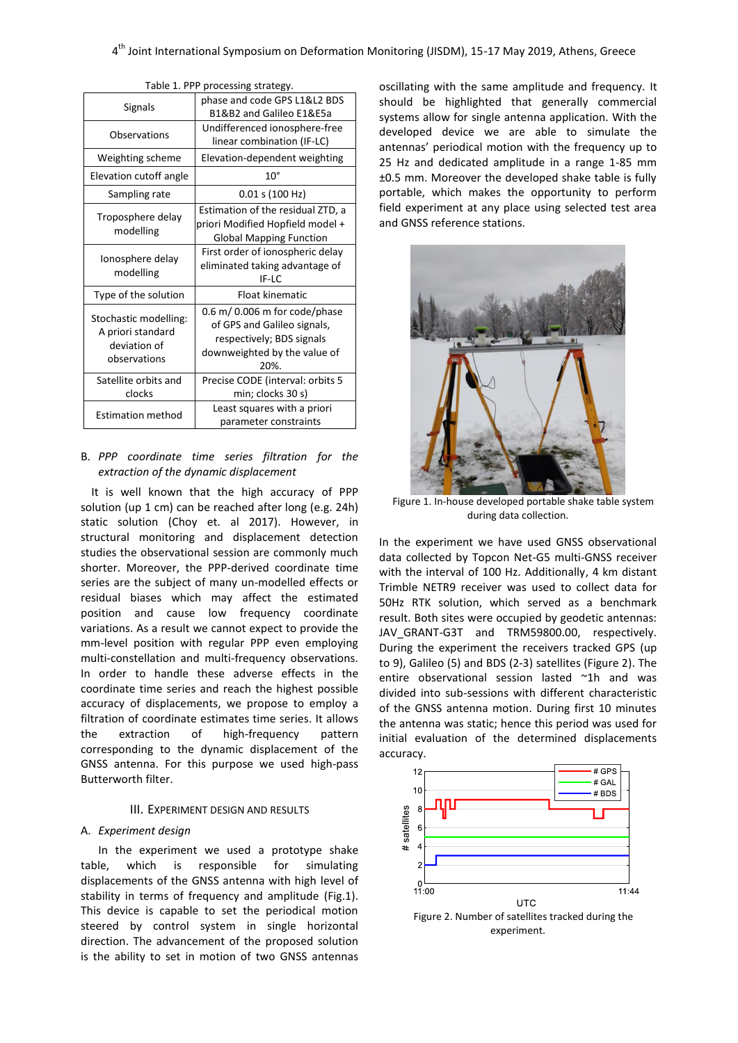Table 1. PPP processing strategy.

| | |
|---|---|
| Signals | phase and code GPS L1&L2 BDS B1&B2 and Galileo E1&E5a |
| Observations | Undifferenced ionosphere-free linear combination (IF-LC) |
| Weighting scheme | Elevation-dependent weighting |
| Elevation cutoff angle | 10° |
| Sampling rate | 0.01 s (100 Hz) |
| Troposphere delay modelling | Estimation of the residual ZTD, a priori Modified Hopfield model + Global Mapping Function |
| Ionosphere delay modelling | First order of ionospheric delay eliminated taking advantage of IF-LC |
| Type of the solution | Float kinematic |
| Stochastic modelling: A priori standard deviation of observations | 0.6 m/ 0.006 m for code/phase of GPS and Galileo signals, respectively; BDS signals downweighted by the value of 20%. |
| Satellite orbits and clocks | Precise CODE (interval: orbits 5 min; clocks 30 s) |
| Estimation method | Least squares with a priori parameter constraints |

### B. *PPP coordinate time series filtration for the extraction of the dynamic displacement*

It is well known that the high accuracy of PPP solution (up 1 cm) can be reached after long (e.g. 24h) static solution (Choy et. al 2017). However, in structural monitoring and displacement detection studies the observational session are commonly much shorter. Moreover, the PPP-derived coordinate time series are the subject of many un-modelled effects or residual biases which may affect the estimated position and cause low frequency coordinate variations. As a result we cannot expect to provide the mm-level position with regular PPP even employing multi-constellation and multi-frequency observations. In order to handle these adverse effects in the coordinate time series and reach the highest possible accuracy of displacements, we propose to employ a filtration of coordinate estimates time series. It allows the extraction of high-frequency pattern corresponding to the dynamic displacement of the GNSS antenna. For this purpose we used high-pass Butterworth filter.

## III. Experiment Design and Results

### A. *Experiment design*

In the experiment we used a prototype shake table, which is responsible for simulating displacements of the GNSS antenna with high level of stability in terms of frequency and amplitude (Fig.1). This device is capable to set the periodical motion steered by control system in single horizontal direction. The advancement of the proposed solution is the ability to set in motion of two GNSS antennas oscillating with the same amplitude and frequency. It should be highlighted that generally commercial systems allow for single antenna application. With the developed device we are able to simulate the antennas' periodical motion with the frequency up to 25 Hz and dedicated amplitude in a range 1-85 mm ±0.5 mm. Moreover the developed shake table is fully portable, which makes the opportunity to perform field experiment at any place using selected test area and GNSS reference stations.

Figure 1. In-house developed portable shake table system during data collection.

In the experiment we have used GNSS observational data collected by Topcon Net-G5 multi-GNSS receiver with the interval of 100 Hz. Additionally, 4 km distant Trimble NETR9 receiver was used to collect data for 50Hz RTK solution, which served as a benchmark result. Both sites were occupied by geodetic antennas: JAV_GRANT-G3T and TRM59800.00, respectively. During the experiment the receivers tracked GPS (up to 9), Galileo (5) and BDS (2-3) satellites (Figure 2). The entire observational session lasted ~1h and was divided into sub-sessions with different characteristic of the GNSS antenna motion. During first 10 minutes the antenna was static; hence this period was used for initial evaluation of the determined displacements accuracy.

Figure 2. Number of satellites tracked during the experiment.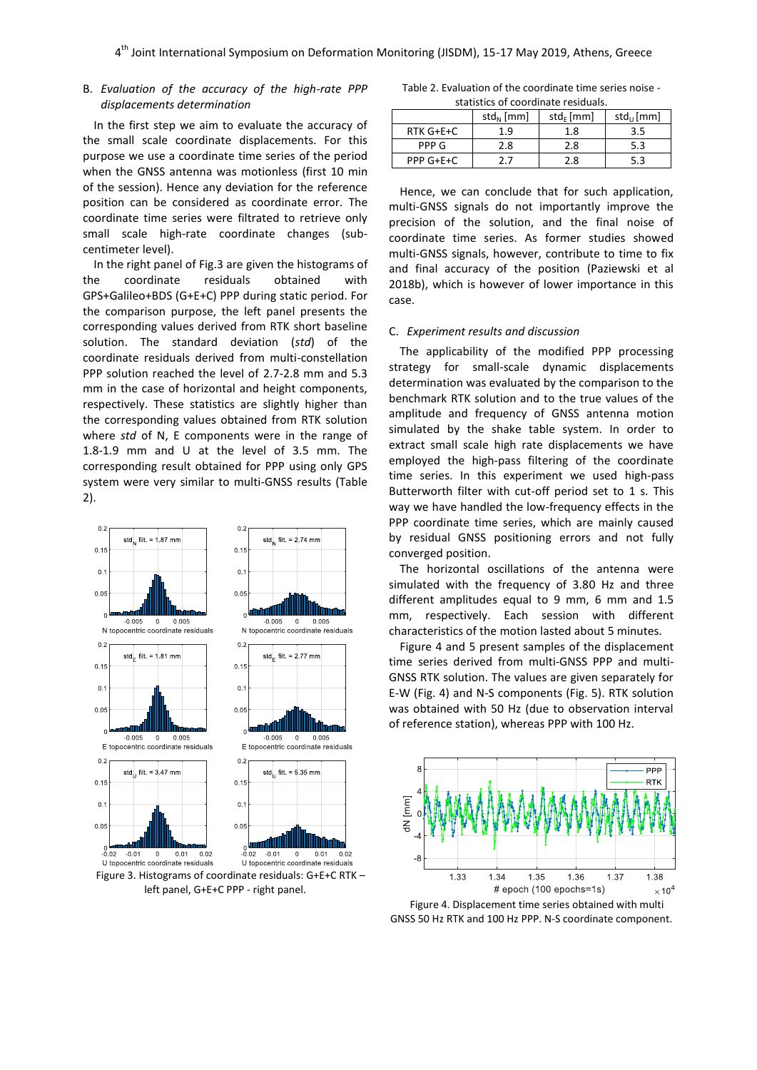### B. *Evaluation of the accuracy of the high-rate PPP displacements determination*

In the first step we aim to evaluate the accuracy of the small scale coordinate displacements. For this purpose we use a coordinate time series of the period when the GNSS antenna was motionless (first 10 min of the session). Hence any deviation for the reference position can be considered as coordinate error. The coordinate time series were filtrated to retrieve only small scale high-rate coordinate changes (sub-centimeter level).

In the right panel of Fig.3 are given the histograms of the coordinate residuals obtained with GPS+Galileo+BDS (G+E+C) PPP during static period. For the comparison purpose, the left panel presents the corresponding values derived from RTK short baseline solution. The standard deviation (*std*) of the coordinate residuals derived from multi-constellation PPP solution reached the level of 2.7-2.8 mm and 5.3 mm in the case of horizontal and height components, respectively. These statistics are slightly higher than the corresponding values obtained from RTK solution where *std* of N, E components were in the range of 1.8-1.9 mm and U at the level of 3.5 mm. The corresponding result obtained for PPP using only GPS system were very similar to multi-GNSS results (Table 2).

Figure 3. Histograms of coordinate residuals: G+E+C RTK – left panel, G+E+C PPP - right panel.

Table 2. Evaluation of the coordinate time series noise - statistics of coordinate residuals.

| | $std_N$ [mm] | $std_E$ [mm] | $std_U$ [mm] |
|---|---|---|---|
| RTK G+E+C | 1.9 | 1.8 | 3.5 |
| PPP G | 2.8 | 2.8 | 5.3 |
| PPP G+E+C | 2.7 | 2.8 | 5.3 |

Hence, we can conclude that for such application, multi-GNSS signals do not importantly improve the precision of the solution, and the final noise of coordinate time series. As former studies showed multi-GNSS signals, however, contribute to time to fix and final accuracy of the position (Paziewski et al 2018b), which is however of lower importance in this case.

### C. *Experiment results and discussion*

The applicability of the modified PPP processing strategy for small-scale dynamic displacements determination was evaluated by the comparison to the benchmark RTK solution and to the true values of the amplitude and frequency of GNSS antenna motion simulated by the shake table system. In order to extract small scale high rate displacements we have employed the high-pass filtering of the coordinate time series. In this experiment we used high-pass Butterworth filter with cut-off period set to 1 s. This way we have handled the low-frequency effects in the PPP coordinate time series, which are mainly caused by residual GNSS positioning errors and not fully converged position.

The horizontal oscillations of the antenna were simulated with the frequency of 3.80 Hz and three different amplitudes equal to 9 mm, 6 mm and 1.5 mm, respectively. Each session with different characteristics of the motion lasted about 5 minutes.

Figure 4 and 5 present samples of the displacement time series derived from multi-GNSS PPP and multi-GNSS RTK solution. The values are given separately for E-W (Fig. 4) and N-S components (Fig. 5). RTK solution was obtained with 50 Hz (due to observation interval of reference station), whereas PPP with 100 Hz.

Figure 4. Displacement time series obtained with multi GNSS 50 Hz RTK and 100 Hz PPP. N-S coordinate component.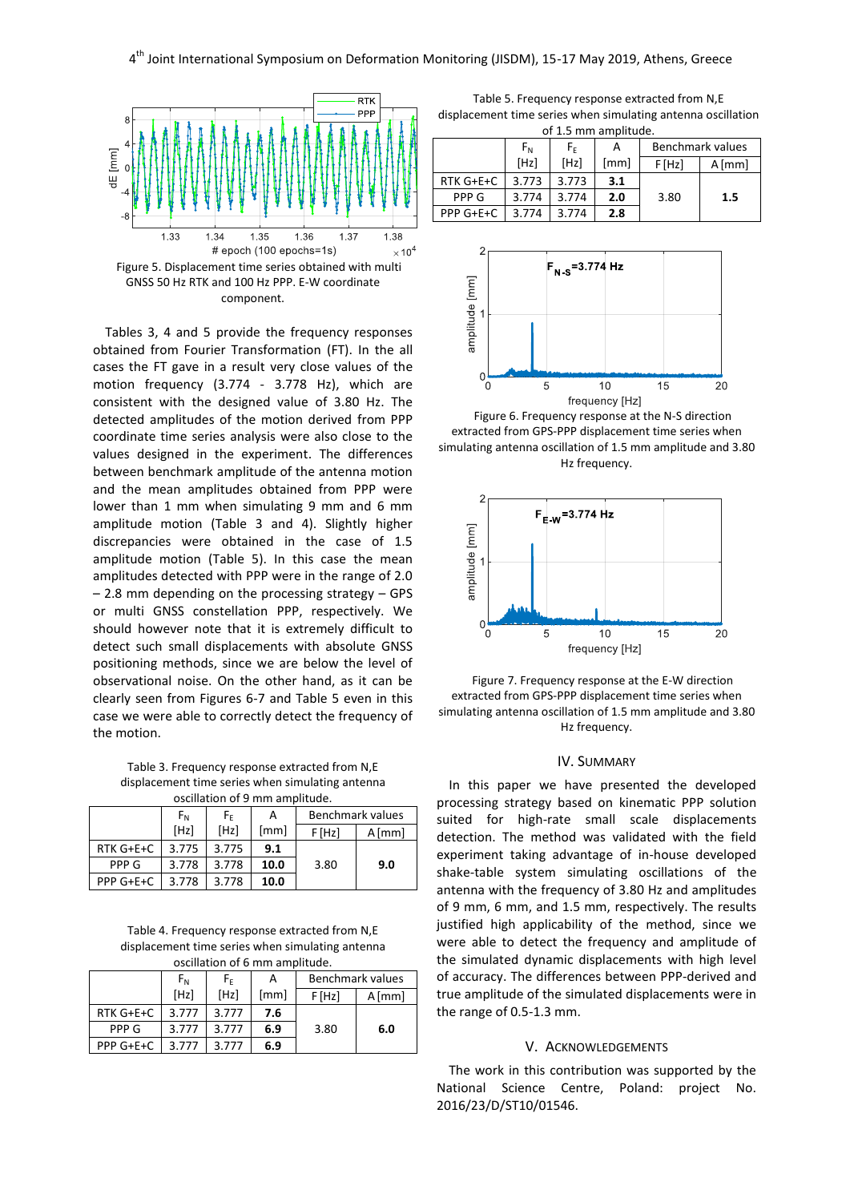Figure 5. Displacement time series obtained with multi GNSS 50 Hz RTK and 100 Hz PPP. E-W coordinate component.

Tables 3, 4 and 5 provide the frequency responses obtained from Fourier Transformation (FT). In the all cases the FT gave in a result very close values of the motion frequency (3.774 - 3.778 Hz), which are consistent with the designed value of 3.80 Hz. The detected amplitudes of the motion derived from PPP coordinate time series analysis were also close to the values designed in the experiment. The differences between benchmark amplitude of the antenna motion and the mean amplitudes obtained from PPP were lower than 1 mm when simulating 9 mm and 6 mm amplitude motion (Table 3 and 4). Slightly higher discrepancies were obtained in the case of 1.5 amplitude motion (Table 5). In this case the mean amplitudes detected with PPP were in the range of 2.0 – 2.8 mm depending on the processing strategy – GPS or multi GNSS constellation PPP, respectively. We should however note that it is extremely difficult to detect such small displacements with absolute GNSS positioning methods, since we are below the level of observational noise. On the other hand, as it can be clearly seen from Figures 6-7 and Table 5 even in this case we were able to correctly detect the frequency of the motion.

Table 3. Frequency response extracted from N,E displacement time series when simulating antenna oscillation of 9 mm amplitude.

| | $F_N$ [Hz] | $F_E$ [Hz] | A [mm] | Benchmark values | |
|---|---|---|---|---|---|
| | | | | F [Hz] | A [mm] |
| RTK G+E+C | 3.775 | 3.775 | **9.1** | 3.80 | **9.0** |
| PPP G | 3.778 | 3.778 | **10.0** | | |
| PPP G+E+C | 3.778 | 3.778 | **10.0** | | |

Table 4. Frequency response extracted from N,E displacement time series when simulating antenna oscillation of 6 mm amplitude.

| | $F_N$ [Hz] | $F_E$ [Hz] | A [mm] | Benchmark values | |
|---|---|---|---|---|---|
| | | | | F [Hz] | A [mm] |
| RTK G+E+C | 3.777 | 3.777 | **7.6** | 3.80 | **6.0** |
| PPP G | 3.777 | 3.777 | **6.9** | | |
| PPP G+E+C | 3.777 | 3.777 | **6.9** | | |

Table 5. Frequency response extracted from N,E displacement time series when simulating antenna oscillation of 1.5 mm amplitude.

| | $F_N$ [Hz] | $F_E$ [Hz] | A [mm] | Benchmark values | |
|---|---|---|---|---|---|
| | | | | F [Hz] | A [mm] |
| RTK G+E+C | 3.773 | 3.773 | **3.1** | 3.80 | **1.5** |
| PPP G | 3.774 | 3.774 | **2.0** | | |
| PPP G+E+C | 3.774 | 3.774 | **2.8** | | |

Figure 6. Frequency response at the N-S direction extracted from GPS-PPP displacement time series when simulating antenna oscillation of 1.5 mm amplitude and 3.80 Hz frequency.

Figure 7. Frequency response at the E-W direction extracted from GPS-PPP displacement time series when simulating antenna oscillation of 1.5 mm amplitude and 3.80 Hz frequency.

## IV. Summary

In this paper we have presented the developed processing strategy based on kinematic PPP solution suited for high-rate small scale displacements detection. The method was validated with the field experiment taking advantage of in-house developed shake-table system simulating oscillations of the antenna with the frequency of 3.80 Hz and amplitudes of 9 mm, 6 mm, and 1.5 mm, respectively. The results justified high applicability of the method, since we were able to detect the frequency and amplitude of the simulated dynamic displacements with high level of accuracy. The differences between PPP-derived and true amplitude of the simulated displacements were in the range of 0.5-1.3 mm.

## V. Acknowledgements

The work in this contribution was supported by the National Science Centre, Poland: project No. 2016/23/D/ST10/01546.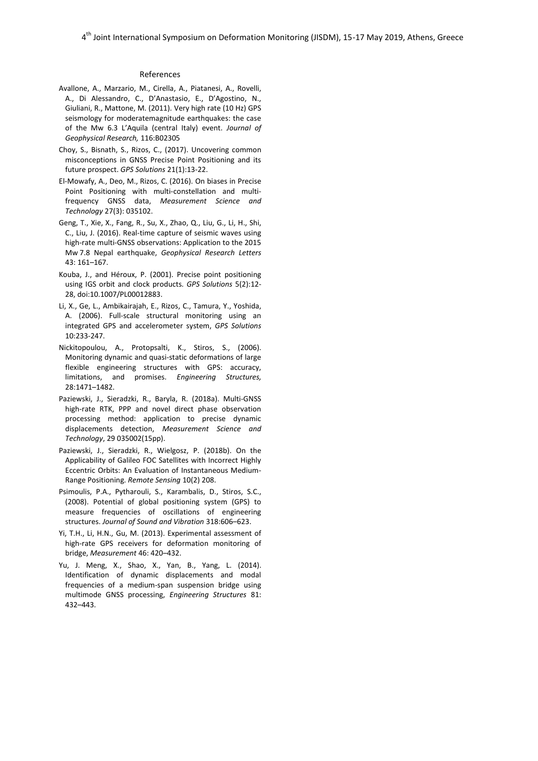## References

Avallone, A., Marzario, M., Cirella, A., Piatanesi, A., Rovelli, A., Di Alessandro, C., D'Anastasio, E., D'Agostino, N., Giuliani, R., Mattone, M. (2011). Very high rate (10 Hz) GPS seismology for moderatemagnitude earthquakes: the case of the Mw 6.3 L'Aquila (central Italy) event. *Journal of Geophysical Research,* 116:B02305

Choy, S., Bisnath, S., Rizos, C., (2017). Uncovering common misconceptions in GNSS Precise Point Positioning and its future prospect. *GPS Solutions* 21(1):13-22.

El-Mowafy, A., Deo, M., Rizos, C. (2016). On biases in Precise Point Positioning with multi-constellation and multi-frequency GNSS data, *Measurement Science and Technology* 27(3): 035102.

Geng, T., Xie, X., Fang, R., Su, X., Zhao, Q., Liu, G., Li, H., Shi, C., Liu, J. (2016). Real-time capture of seismic waves using high-rate multi-GNSS observations: Application to the 2015 Mw 7.8 Nepal earthquake, *Geophysical Research Letters* 43: 161–167.

Kouba, J., and Héroux, P. (2001). Precise point positioning using IGS orbit and clock products. *GPS Solutions* 5(2):12-28, doi:10.1007/PL00012883.

Li, X., Ge, L., Ambikairajah, E., Rizos, C., Tamura, Y., Yoshida, A. (2006). Full-scale structural monitoring using an integrated GPS and accelerometer system, *GPS Solutions* 10:233-247.

Nickitopoulou, A., Protopsalti, K., Stiros, S., (2006). Monitoring dynamic and quasi-static deformations of large flexible engineering structures with GPS: accuracy, limitations, and promises. *Engineering Structures,* 28:1471–1482.

Paziewski, J., Sieradzki, R., Baryla, R. (2018a). Multi-GNSS high-rate RTK, PPP and novel direct phase observation processing method: application to precise dynamic displacements detection, *Measurement Science and Technology*, 29 035002(15pp).

Paziewski, J., Sieradzki, R., Wielgosz, P. (2018b). On the Applicability of Galileo FOC Satellites with Incorrect Highly Eccentric Orbits: An Evaluation of Instantaneous Medium-Range Positioning. *Remote Sensing* 10(2) 208.

Psimoulis, P.A., Pytharouli, S., Karambalis, D., Stiros, S.C., (2008). Potential of global positioning system (GPS) to measure frequencies of oscillations of engineering structures. *Journal of Sound and Vibration* 318:606–623.

Yi, T.H., Li, H.N., Gu, M. (2013). Experimental assessment of high-rate GPS receivers for deformation monitoring of bridge, *Measurement* 46: 420–432.

Yu, J. Meng, X., Shao, X., Yan, B., Yang, L. (2014). Identification of dynamic displacements and modal frequencies of a medium-span suspension bridge using multimode GNSS processing, *Engineering Structures* 81: 432–443.